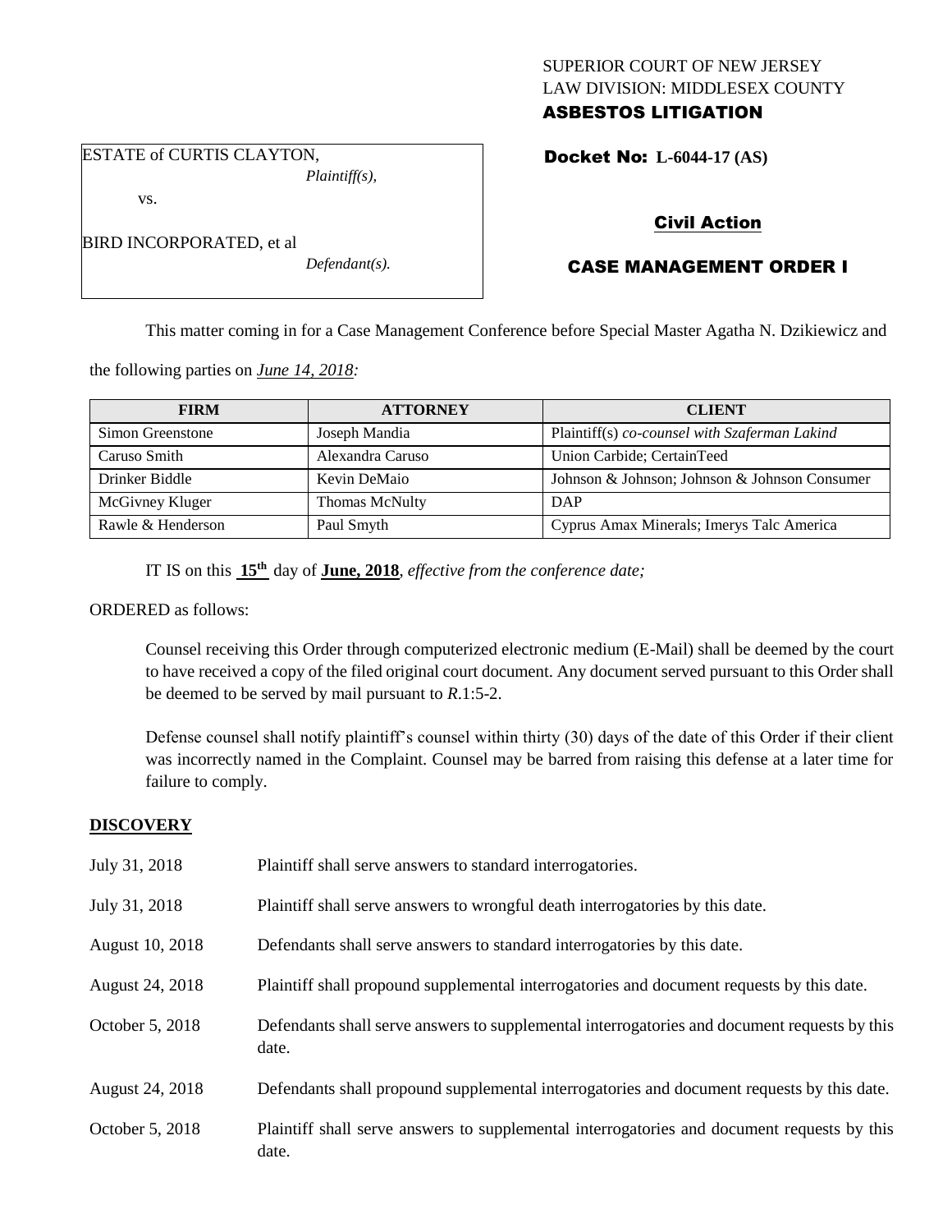SUPERIOR COURT OF NEW JERSEY
LAW DIVISION: MIDDLESEX COUNTY
**ASBESTOS LITIGATION**

ESTATE of CURTIS CLAYTON,
*Plaintiff(s),*
vs.
BIRD INCORPORATED, et al
*Defendant(s).*

**Docket No: L-6044-17 (AS)**

**Civil Action**

**CASE MANAGEMENT ORDER I**

This matter coming in for a Case Management Conference before Special Master Agatha N. Dzikiewicz and the following parties on *June 14, 2018:*

| FIRM | ATTORNEY | CLIENT |
|---|---|---|
| Simon Greenstone | Joseph Mandia | Plaintiff(s) *co-counsel with Szaferman Lakind* |
| Caruso Smith | Alexandra Caruso | Union Carbide; CertainTeed |
| Drinker Biddle | Kevin DeMaio | Johnson & Johnson; Johnson & Johnson Consumer |
| McGivney Kluger | Thomas McNulty | DAP |
| Rawle & Henderson | Paul Smyth | Cyprus Amax Minerals; Imerys Talc America |

IT IS on this **15th** day of **June, 2018**, *effective from the conference date;*

ORDERED as follows:

Counsel receiving this Order through computerized electronic medium (E-Mail) shall be deemed by the court to have received a copy of the filed original court document. Any document served pursuant to this Order shall be deemed to be served by mail pursuant to *R*.1:5-2.

Defense counsel shall notify plaintiff's counsel within thirty (30) days of the date of this Order if their client was incorrectly named in the Complaint. Counsel may be barred from raising this defense at a later time for failure to comply.

## DISCOVERY

| | |
|---|---|
| July 31, 2018 | Plaintiff shall serve answers to standard interrogatories. |
| July 31, 2018 | Plaintiff shall serve answers to wrongful death interrogatories by this date. |
| August 10, 2018 | Defendants shall serve answers to standard interrogatories by this date. |
| August 24, 2018 | Plaintiff shall propound supplemental interrogatories and document requests by this date. |
| October 5, 2018 | Defendants shall serve answers to supplemental interrogatories and document requests by this date. |
| August 24, 2018 | Defendants shall propound supplemental interrogatories and document requests by this date. |
| October 5, 2018 | Plaintiff shall serve answers to supplemental interrogatories and document requests by this date. |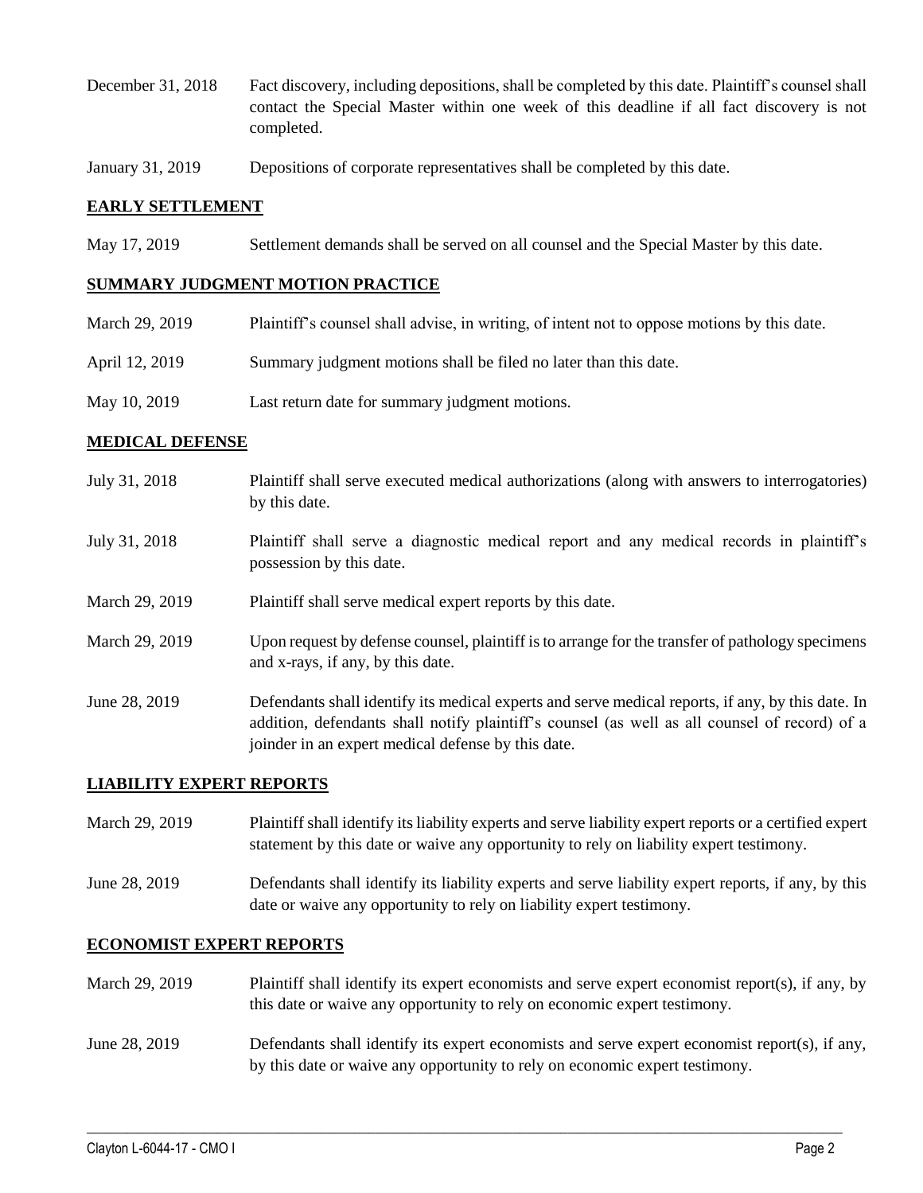| | |
|---|---|
| December 31, 2018 | Fact discovery, including depositions, shall be completed by this date. Plaintiff's counsel shall contact the Special Master within one week of this deadline if all fact discovery is not completed. |
| January 31, 2019 | Depositions of corporate representatives shall be completed by this date. |

## **EARLY SETTLEMENT**

| | |
|---|---|
| May 17, 2019 | Settlement demands shall be served on all counsel and the Special Master by this date. |

## **SUMMARY JUDGMENT MOTION PRACTICE**

| | |
|---|---|
| March 29, 2019 | Plaintiff's counsel shall advise, in writing, of intent not to oppose motions by this date. |
| April 12, 2019 | Summary judgment motions shall be filed no later than this date. |
| May 10, 2019 | Last return date for summary judgment motions. |

## **MEDICAL DEFENSE**

| | |
|---|---|
| July 31, 2018 | Plaintiff shall serve executed medical authorizations (along with answers to interrogatories) by this date. |
| July 31, 2018 | Plaintiff shall serve a diagnostic medical report and any medical records in plaintiff's possession by this date. |
| March 29, 2019 | Plaintiff shall serve medical expert reports by this date. |
| March 29, 2019 | Upon request by defense counsel, plaintiff is to arrange for the transfer of pathology specimens and x-rays, if any, by this date. |
| June 28, 2019 | Defendants shall identify its medical experts and serve medical reports, if any, by this date. In addition, defendants shall notify plaintiff's counsel (as well as all counsel of record) of a joinder in an expert medical defense by this date. |

## **LIABILITY EXPERT REPORTS**

| | |
|---|---|
| March 29, 2019 | Plaintiff shall identify its liability experts and serve liability expert reports or a certified expert statement by this date or waive any opportunity to rely on liability expert testimony. |
| June 28, 2019 | Defendants shall identify its liability experts and serve liability expert reports, if any, by this date or waive any opportunity to rely on liability expert testimony. |

## **ECONOMIST EXPERT REPORTS**

| | |
|---|---|
| March 29, 2019 | Plaintiff shall identify its expert economists and serve expert economist report(s), if any, by this date or waive any opportunity to rely on economic expert testimony. |
| June 28, 2019 | Defendants shall identify its expert economists and serve expert economist report(s), if any, by this date or waive any opportunity to rely on economic expert testimony. |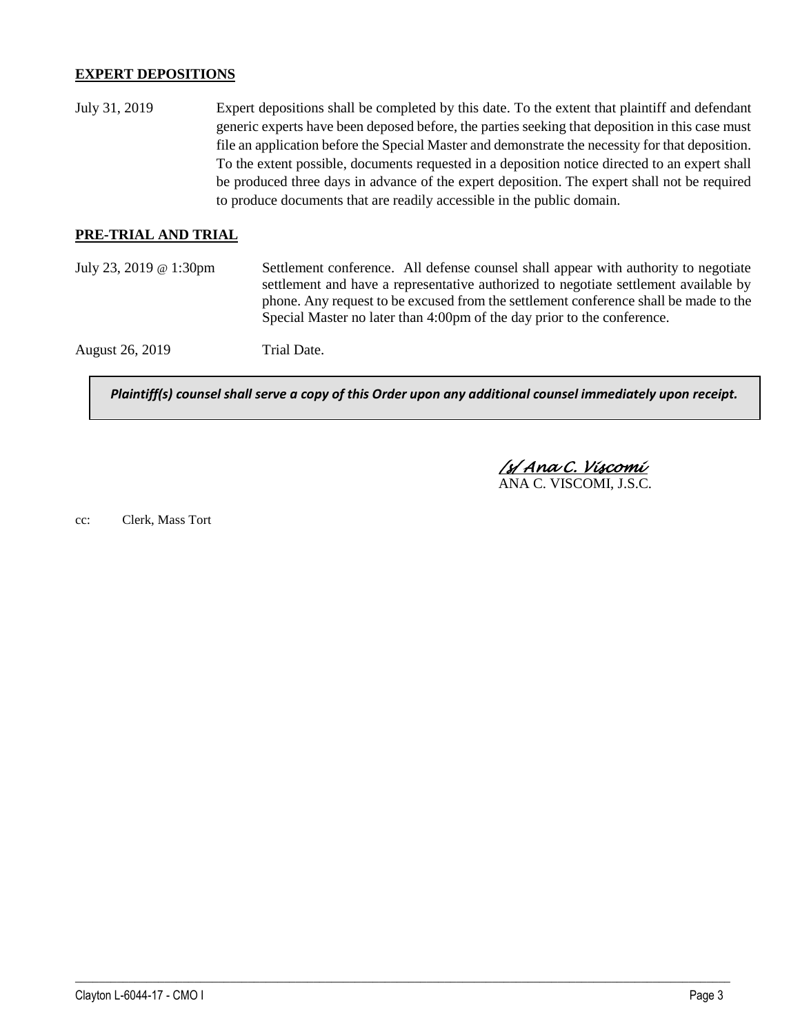**EXPERT DEPOSITIONS**

| | |
|---|---|
| July 31, 2019 | Expert depositions shall be completed by this date. To the extent that plaintiff and defendant generic experts have been deposed before, the parties seeking that deposition in this case must file an application before the Special Master and demonstrate the necessity for that deposition. To the extent possible, documents requested in a deposition notice directed to an expert shall be produced three days in advance of the expert deposition. The expert shall not be required to produce documents that are readily accessible in the public domain. |

**PRE-TRIAL AND TRIAL**

| | |
|---|---|
| July 23, 2019 @ 1:30pm | Settlement conference. All defense counsel shall appear with authority to negotiate settlement and have a representative authorized to negotiate settlement available by phone. Any request to be excused from the settlement conference shall be made to the Special Master no later than 4:00pm of the day prior to the conference. |
| August 26, 2019 | Trial Date. |

***Plaintiff(s) counsel shall serve a copy of this Order upon any additional counsel immediately upon receipt.***

/s/ Ana C. Viscomi
ANA C. VISCOMI, J.S.C.

cc: Clerk, Mass Tort